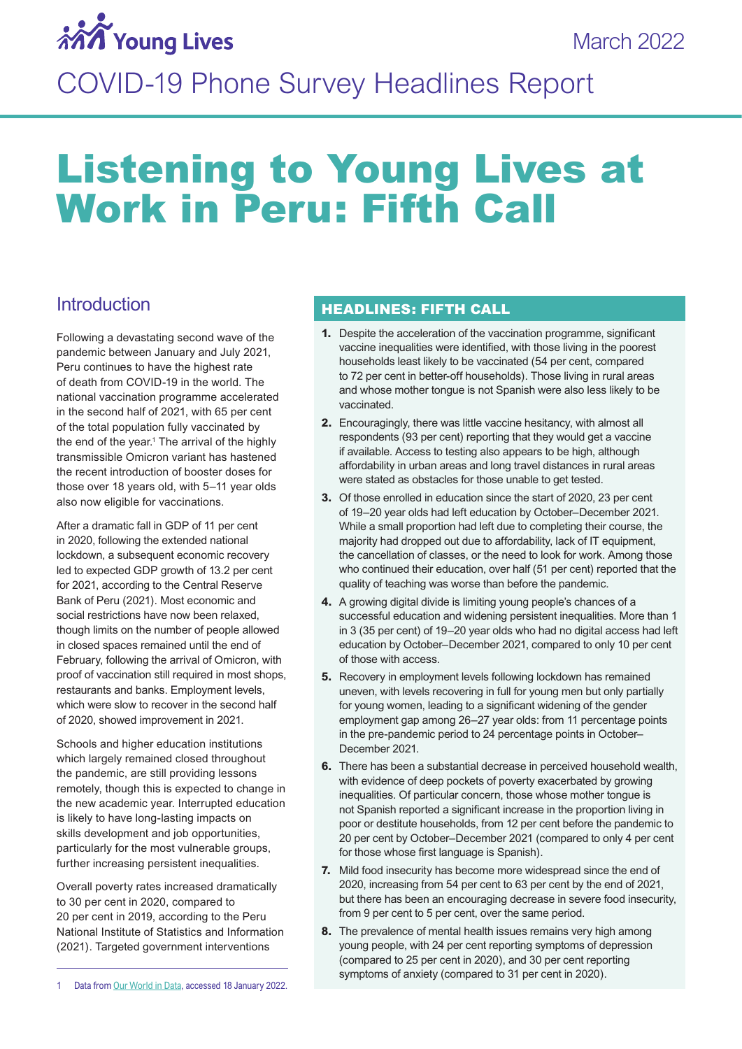Young Lives

March 2022

COVID-19 Phone Survey Headlines Report

# Listening to Young Lives at Work in Peru: Fifth Call

## Introduction

Following a devastating second wave of the pandemic between January and July 2021, Peru continues to have the highest rate of death from COVID-19 in the world. The national vaccination programme accelerated in the second half of 2021, with 65 per cent of the total population fully vaccinated by the end of the year.[1] The arrival of the highly transmissible Omicron variant has hastened the recent introduction of booster doses for those over 18 years old, with 5–11 year olds also now eligible for vaccinations.

After a dramatic fall in GDP of 11 per cent in 2020, following the extended national lockdown, a subsequent economic recovery led to expected GDP growth of 13.2 per cent for 2021, according to the Central Reserve Bank of Peru (2021). Most economic and social restrictions have now been relaxed, though limits on the number of people allowed in closed spaces remained until the end of February, following the arrival of Omicron, with proof of vaccination still required in most shops, restaurants and banks. Employment levels, which were slow to recover in the second half of 2020, showed improvement in 2021.

Schools and higher education institutions which largely remained closed throughout the pandemic, are still providing lessons remotely, though this is expected to change in the new academic year. Interrupted education is likely to have long-lasting impacts on skills development and job opportunities, particularly for the most vulnerable groups, further increasing persistent inequalities.

Overall poverty rates increased dramatically to 30 per cent in 2020, compared to 20 per cent in 2019, according to the Peru National Institute of Statistics and Information (2021). Targeted government interventions

1 Data from Our World in Data, accessed 18 January 2022.

## HEADLINES: FIFTH CALL

1. Despite the acceleration of the vaccination programme, significant vaccine inequalities were identified, with those living in the poorest households least likely to be vaccinated (54 per cent, compared to 72 per cent in better-off households). Those living in rural areas and whose mother tongue is not Spanish were also less likely to be vaccinated.
2. Encouragingly, there was little vaccine hesitancy, with almost all respondents (93 per cent) reporting that they would get a vaccine if available. Access to testing also appears to be high, although affordability in urban areas and long travel distances in rural areas were stated as obstacles for those unable to get tested.
3. Of those enrolled in education since the start of 2020, 23 per cent of 19–20 year olds had left education by October–December 2021. While a small proportion had left due to completing their course, the majority had dropped out due to affordability, lack of IT equipment, the cancellation of classes, or the need to look for work. Among those who continued their education, over half (51 per cent) reported that the quality of teaching was worse than before the pandemic.
4. A growing digital divide is limiting young people's chances of a successful education and widening persistent inequalities. More than 1 in 3 (35 per cent) of 19–20 year olds who had no digital access had left education by October–December 2021, compared to only 10 per cent of those with access.
5. Recovery in employment levels following lockdown has remained uneven, with levels recovering in full for young men but only partially for young women, leading to a significant widening of the gender employment gap among 26–27 year olds: from 11 percentage points in the pre-pandemic period to 24 percentage points in October–December 2021.
6. There has been a substantial decrease in perceived household wealth, with evidence of deep pockets of poverty exacerbated by growing inequalities. Of particular concern, those whose mother tongue is not Spanish reported a significant increase in the proportion living in poor or destitute households, from 12 per cent before the pandemic to 20 per cent by October–December 2021 (compared to only 4 per cent for those whose first language is Spanish).
7. Mild food insecurity has become more widespread since the end of 2020, increasing from 54 per cent to 63 per cent by the end of 2021, but there has been an encouraging decrease in severe food insecurity, from 9 per cent to 5 per cent, over the same period.
8. The prevalence of mental health issues remains very high among young people, with 24 per cent reporting symptoms of depression (compared to 25 per cent in 2020), and 30 per cent reporting symptoms of anxiety (compared to 31 per cent in 2020).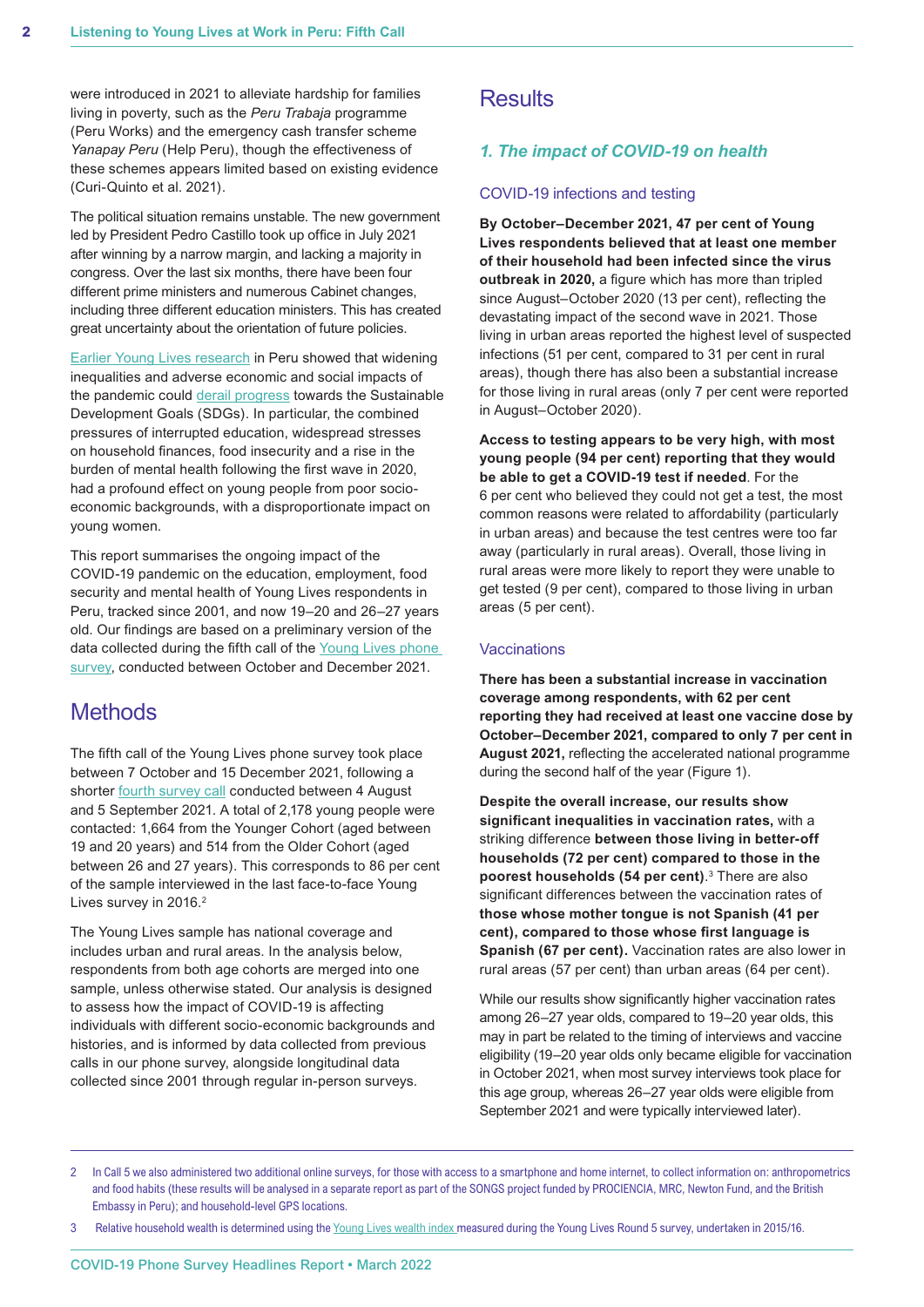were introduced in 2021 to alleviate hardship for families living in poverty, such as the *Peru Trabaja* programme (Peru Works) and the emergency cash transfer scheme *Yanapay Peru* (Help Peru), though the effectiveness of these schemes appears limited based on existing evidence (Curi-Quinto et al. 2021).

The political situation remains unstable. The new government led by President Pedro Castillo took up office in July 2021 after winning by a narrow margin, and lacking a majority in congress. Over the last six months, there have been four different prime ministers and numerous Cabinet changes, including three different education ministers. This has created great uncertainty about the orientation of future policies.

Earlier Young Lives research in Peru showed that widening inequalities and adverse economic and social impacts of the pandemic could derail progress towards the Sustainable Development Goals (SDGs). In particular, the combined pressures of interrupted education, widespread stresses on household finances, food insecurity and a rise in the burden of mental health following the first wave in 2020, had a profound effect on young people from poor socio-economic backgrounds, with a disproportionate impact on young women.

This report summarises the ongoing impact of the COVID-19 pandemic on the education, employment, food security and mental health of Young Lives respondents in Peru, tracked since 2001, and now 19–20 and 26–27 years old. Our findings are based on a preliminary version of the data collected during the fifth call of the Young Lives phone survey, conducted between October and December 2021.

## Methods

The fifth call of the Young Lives phone survey took place between 7 October and 15 December 2021, following a shorter fourth survey call conducted between 4 August and 5 September 2021. A total of 2,178 young people were contacted: 1,664 from the Younger Cohort (aged between 19 and 20 years) and 514 from the Older Cohort (aged between 26 and 27 years). This corresponds to 86 per cent of the sample interviewed in the last face-to-face Young Lives survey in 2016.[2]

The Young Lives sample has national coverage and includes urban and rural areas. In the analysis below, respondents from both age cohorts are merged into one sample, unless otherwise stated. Our analysis is designed to assess how the impact of COVID-19 is affecting individuals with different socio-economic backgrounds and histories, and is informed by data collected from previous calls in our phone survey, alongside longitudinal data collected since 2001 through regular in-person surveys.

## Results

### *1. The impact of COVID-19 on health*

#### COVID-19 infections and testing

**By October–December 2021, 47 per cent of Young Lives respondents believed that at least one member of their household had been infected since the virus outbreak in 2020,** a figure which has more than tripled since August–October 2020 (13 per cent), reflecting the devastating impact of the second wave in 2021. Those living in urban areas reported the highest level of suspected infections (51 per cent, compared to 31 per cent in rural areas), though there has also been a substantial increase for those living in rural areas (only 7 per cent were reported in August–October 2020).

**Access to testing appears to be very high, with most young people (94 per cent) reporting that they would be able to get a COVID-19 test if needed**. For the 6 per cent who believed they could not get a test, the most common reasons were related to affordability (particularly in urban areas) and because the test centres were too far away (particularly in rural areas). Overall, those living in rural areas were more likely to report they were unable to get tested (9 per cent), compared to those living in urban areas (5 per cent).

#### Vaccinations

**There has been a substantial increase in vaccination coverage among respondents, with 62 per cent reporting they had received at least one vaccine dose by October–December 2021, compared to only 7 per cent in August 2021,** reflecting the accelerated national programme during the second half of the year (Figure 1).

**Despite the overall increase, our results show significant inequalities in vaccination rates,** with a striking difference **between those living in better-off households (72 per cent) compared to those in the poorest households (54 per cent)**.[3] There are also significant differences between the vaccination rates of **those whose mother tongue is not Spanish (41 per cent), compared to those whose first language is Spanish (67 per cent).** Vaccination rates are also lower in rural areas (57 per cent) than urban areas (64 per cent).

While our results show significantly higher vaccination rates among 26–27 year olds, compared to 19–20 year olds, this may in part be related to the timing of interviews and vaccine eligibility (19–20 year olds only became eligible for vaccination in October 2021, when most survey interviews took place for this age group, whereas 26–27 year olds were eligible from September 2021 and were typically interviewed later).

---

2 In Call 5 we also administered two additional online surveys, for those with access to a smartphone and home internet, to collect information on: anthropometrics and food habits (these results will be analysed in a separate report as part of the SONGS project funded by PROCIENCIA, MRC, Newton Fund, and the British Embassy in Peru); and household-level GPS locations.

3 Relative household wealth is determined using the Young Lives wealth index measured during the Young Lives Round 5 survey, undertaken in 2015/16.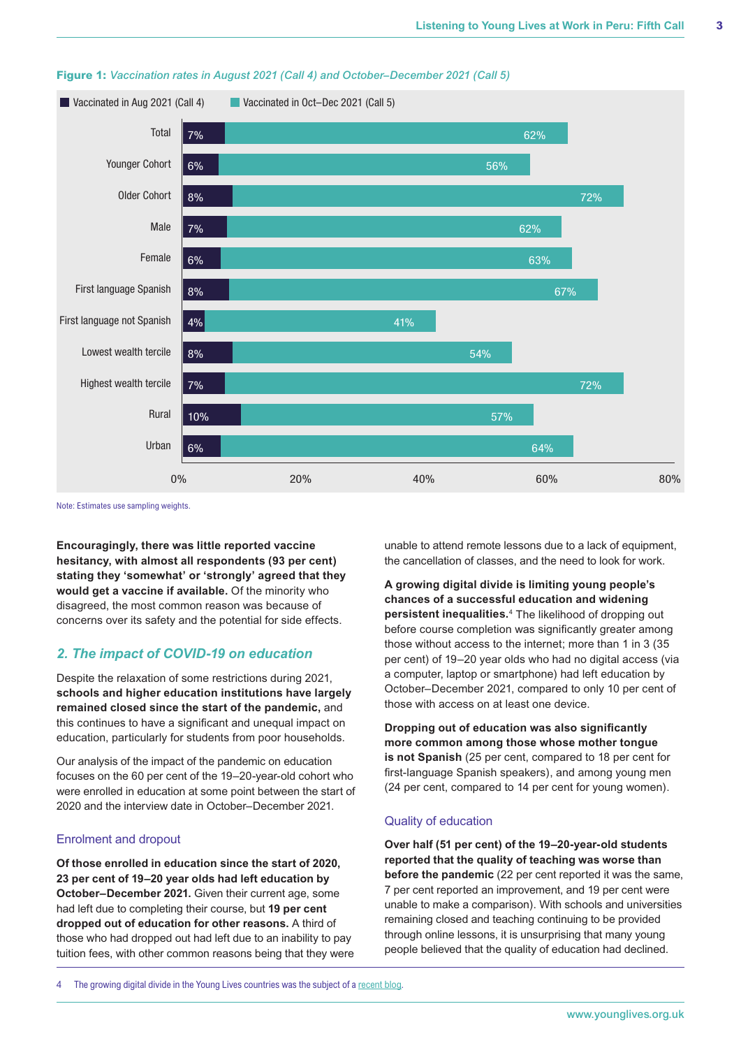**Figure 1:** *Vaccination rates in August 2021 (Call 4) and October–December 2021 (Call 5)*

| | Vaccinated in Aug 2021 (Call 4) | Vaccinated in Oct–Dec 2021 (Call 5) |
|---|---|---|
| Total | 7% | 62% |
| Younger Cohort | 6% | 56% |
| Older Cohort | 8% | 72% |
| Male | 7% | 62% |
| Female | 6% | 63% |
| First language Spanish | 8% | 67% |
| First language not Spanish | 4% | 41% |
| Lowest wealth tercile | 8% | 54% |
| Highest wealth tercile | 7% | 72% |
| Rural | 10% | 57% |
| Urban | 6% | 64% |

Note: Estimates use sampling weights.

**Encouragingly, there was little reported vaccine hesitancy, with almost all respondents (93 per cent) stating they 'somewhat' or 'strongly' agreed that they would get a vaccine if available.** Of the minority who disagreed, the most common reason was because of concerns over its safety and the potential for side effects.

## *2. The impact of COVID-19 on education*

Despite the relaxation of some restrictions during 2021, **schools and higher education institutions have largely remained closed since the start of the pandemic,** and this continues to have a significant and unequal impact on education, particularly for students from poor households.

Our analysis of the impact of the pandemic on education focuses on the 60 per cent of the 19–20-year-old cohort who were enrolled in education at some point between the start of 2020 and the interview date in October–December 2021.

### Enrolment and dropout

**Of those enrolled in education since the start of 2020, 23 per cent of 19–20 year olds had left education by October–December 2021.** Given their current age, some had left due to completing their course, but **19 per cent dropped out of education for other reasons.** A third of those who had dropped out had left due to an inability to pay tuition fees, with other common reasons being that they were unable to attend remote lessons due to a lack of equipment, the cancellation of classes, and the need to look for work.

**A growing digital divide is limiting young people's chances of a successful education and widening persistent inequalities.**[4] The likelihood of dropping out before course completion was significantly greater among those without access to the internet; more than 1 in 3 (35 per cent) of 19–20 year olds who had no digital access (via a computer, laptop or smartphone) had left education by October–December 2021, compared to only 10 per cent of those with access on at least one device.

**Dropping out of education was also significantly more common among those whose mother tongue is not Spanish** (25 per cent, compared to 18 per cent for first-language Spanish speakers), and among young men (24 per cent, compared to 14 per cent for young women).

### Quality of education

**Over half (51 per cent) of the 19–20-year-old students reported that the quality of teaching was worse than before the pandemic** (22 per cent reported it was the same, 7 per cent reported an improvement, and 19 per cent were unable to make a comparison). With schools and universities remaining closed and teaching continuing to be provided through online lessons, it is unsurprising that many young people believed that the quality of education had declined.

4 The growing digital divide in the Young Lives countries was the subject of a recent blog.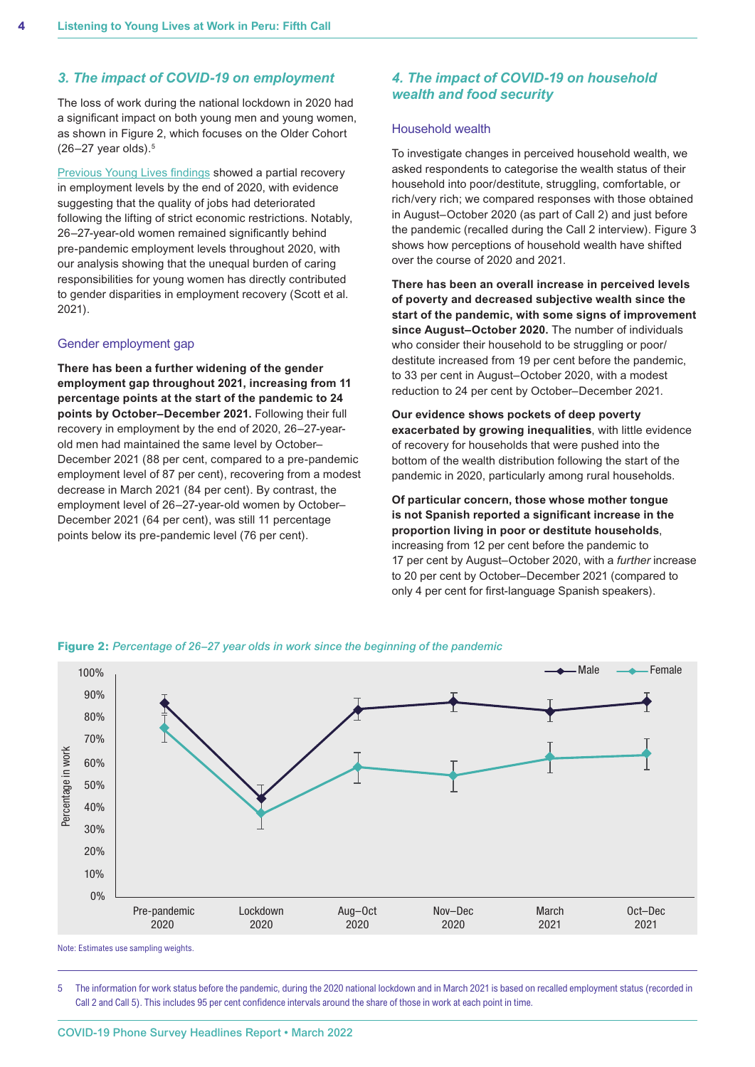## *3. The impact of COVID-19 on employment*

The loss of work during the national lockdown in 2020 had a significant impact on both young men and young women, as shown in Figure 2, which focuses on the Older Cohort (26–27 year olds).[5]

Previous Young Lives findings showed a partial recovery in employment levels by the end of 2020, with evidence suggesting that the quality of jobs had deteriorated following the lifting of strict economic restrictions. Notably, 26–27-year-old women remained significantly behind pre-pandemic employment levels throughout 2020, with our analysis showing that the unequal burden of caring responsibilities for young women has directly contributed to gender disparities in employment recovery (Scott et al. 2021).

### Gender employment gap

**There has been a further widening of the gender employment gap throughout 2021, increasing from 11 percentage points at the start of the pandemic to 24 points by October–December 2021.** Following their full recovery in employment by the end of 2020, 26–27-year-old men had maintained the same level by October–December 2021 (88 per cent, compared to a pre-pandemic employment level of 87 per cent), recovering from a modest decrease in March 2021 (84 per cent). By contrast, the employment level of 26–27-year-old women by October–December 2021 (64 per cent), was still 11 percentage points below its pre-pandemic level (76 per cent).

## *4. The impact of COVID-19 on household wealth and food security*

### Household wealth

To investigate changes in perceived household wealth, we asked respondents to categorise the wealth status of their household into poor/destitute, struggling, comfortable, or rich/very rich; we compared responses with those obtained in August–October 2020 (as part of Call 2) and just before the pandemic (recalled during the Call 2 interview). Figure 3 shows how perceptions of household wealth have shifted over the course of 2020 and 2021.

**There has been an overall increase in perceived levels of poverty and decreased subjective wealth since the start of the pandemic, with some signs of improvement since August–October 2020.** The number of individuals who consider their household to be struggling or poor/destitute increased from 19 per cent before the pandemic, to 33 per cent in August–October 2020, with a modest reduction to 24 per cent by October–December 2021.

**Our evidence shows pockets of deep poverty exacerbated by growing inequalities**, with little evidence of recovery for households that were pushed into the bottom of the wealth distribution following the start of the pandemic in 2020, particularly among rural households.

**Of particular concern, those whose mother tongue is not Spanish reported a significant increase in the proportion living in poor or destitute households**, increasing from 12 per cent before the pandemic to 17 per cent by August–October 2020, with a *further* increase to 20 per cent by October–December 2021 (compared to only 4 per cent for first-language Spanish speakers).

**Figure 2:** *Percentage of 26–27 year olds in work since the beginning of the pandemic*

Note: Estimates use sampling weights.

5 The information for work status before the pandemic, during the 2020 national lockdown and in March 2021 is based on recalled employment status (recorded in Call 2 and Call 5). This includes 95 per cent confidence intervals around the share of those in work at each point in time.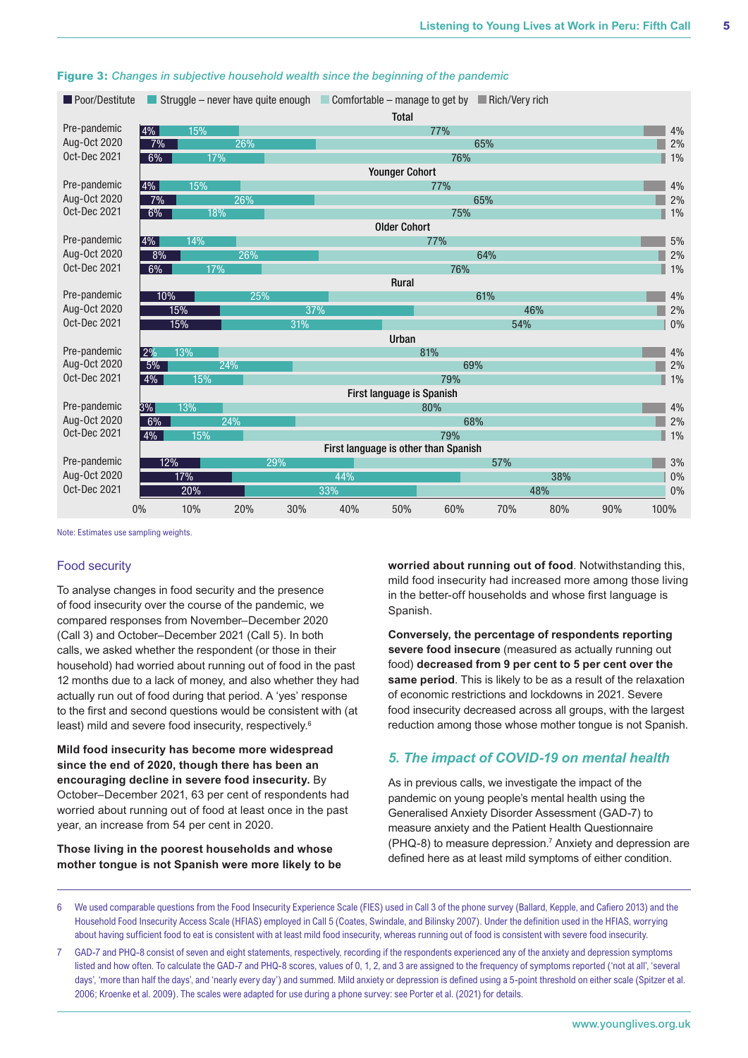**Figure 3:** *Changes in subjective household wealth since the beginning of the pandemic*

| Group | Period | Poor/Destitute | Struggle – never have quite enough | Comfortable – manage to get by | Rich/Very rich |
|---|---|---|---|---|---|
| Total | Pre-pandemic | 4% | 15% | 77% | 4% |
| | Aug-Oct 2020 | 7% | 26% | 65% | 2% |
| | Oct-Dec 2021 | 6% | 17% | 76% | 1% |
| Younger Cohort | Pre-pandemic | 4% | 15% | 77% | 4% |
| | Aug-Oct 2020 | 7% | 26% | 65% | 2% |
| | Oct-Dec 2021 | 6% | 18% | 75% | 1% |
| Older Cohort | Pre-pandemic | 4% | 14% | 77% | 5% |
| | Aug-Oct 2020 | 8% | 26% | 64% | 2% |
| | Oct-Dec 2021 | 6% | 17% | 76% | 1% |
| Rural | Pre-pandemic | 10% | 25% | 61% | 4% |
| | Aug-Oct 2020 | 15% | 37% | 46% | 2% |
| | Oct-Dec 2021 | 15% | 31% | 54% | 0% |
| Urban | Pre-pandemic | 2% | 13% | 81% | 4% |
| | Aug-Oct 2020 | 5% | 24% | 69% | 2% |
| | Oct-Dec 2021 | 4% | 15% | 79% | 1% |
| First language is Spanish | Pre-pandemic | 3% | 13% | 80% | 4% |
| | Aug-Oct 2020 | 6% | 24% | 68% | 2% |
| | Oct-Dec 2021 | 4% | 15% | 79% | 1% |
| First language is other than Spanish | Pre-pandemic | 12% | 29% | 57% | 3% |
| | Aug-Oct 2020 | 17% | 44% | 38% | 0% |
| | Oct-Dec 2021 | 20% | 33% | 48% | 0% |

Note: Estimates use sampling weights.

## Food security

To analyse changes in food security and the presence of food insecurity over the course of the pandemic, we compared responses from November–December 2020 (Call 3) and October–December 2021 (Call 5). In both calls, we asked whether the respondent (or those in their household) had worried about running out of food in the past 12 months due to a lack of money, and also whether they had actually run out of food during that period. A 'yes' response to the first and second questions would be consistent with (at least) mild and severe food insecurity, respectively.[6]

**Mild food insecurity has become more widespread since the end of 2020, though there has been an encouraging decline in severe food insecurity.** By October–December 2021, 63 per cent of respondents had worried about running out of food at least once in the past year, an increase from 54 per cent in 2020.

**Those living in the poorest households and whose mother tongue is not Spanish were more likely to be worried about running out of food**. Notwithstanding this, mild food insecurity had increased more among those living in the better-off households and whose first language is Spanish.

**Conversely, the percentage of respondents reporting severe food insecure** (measured as actually running out food) **decreased from 9 per cent to 5 per cent over the same period**. This is likely to be as a result of the relaxation of economic restrictions and lockdowns in 2021. Severe food insecurity decreased across all groups, with the largest reduction among those whose mother tongue is not Spanish.

## *5. The impact of COVID-19 on mental health*

As in previous calls, we investigate the impact of the pandemic on young people's mental health using the Generalised Anxiety Disorder Assessment (GAD-7) to measure anxiety and the Patient Health Questionnaire (PHQ-8) to measure depression.[7] Anxiety and depression are defined here as at least mild symptoms of either condition.

---

6 We used comparable questions from the Food Insecurity Experience Scale (FIES) used in Call 3 of the phone survey (Ballard, Kepple, and Cafiero 2013) and the Household Food Insecurity Access Scale (HFIAS) employed in Call 5 (Coates, Swindale, and Bilinsky 2007). Under the definition used in the HFIAS, worrying about having sufficient food to eat is consistent with at least mild food insecurity, whereas running out of food is consistent with severe food insecurity.

7 GAD-7 and PHQ-8 consist of seven and eight statements, respectively, recording if the respondents experienced any of the anxiety and depression symptoms listed and how often. To calculate the GAD-7 and PHQ-8 scores, values of 0, 1, 2, and 3 are assigned to the frequency of symptoms reported ('not at all', 'several days', 'more than half the days', and 'nearly every day') and summed. Mild anxiety or depression is defined using a 5-point threshold on either scale (Spitzer et al. 2006; Kroenke et al. 2009). The scales were adapted for use during a phone survey: see Porter et al. (2021) for details.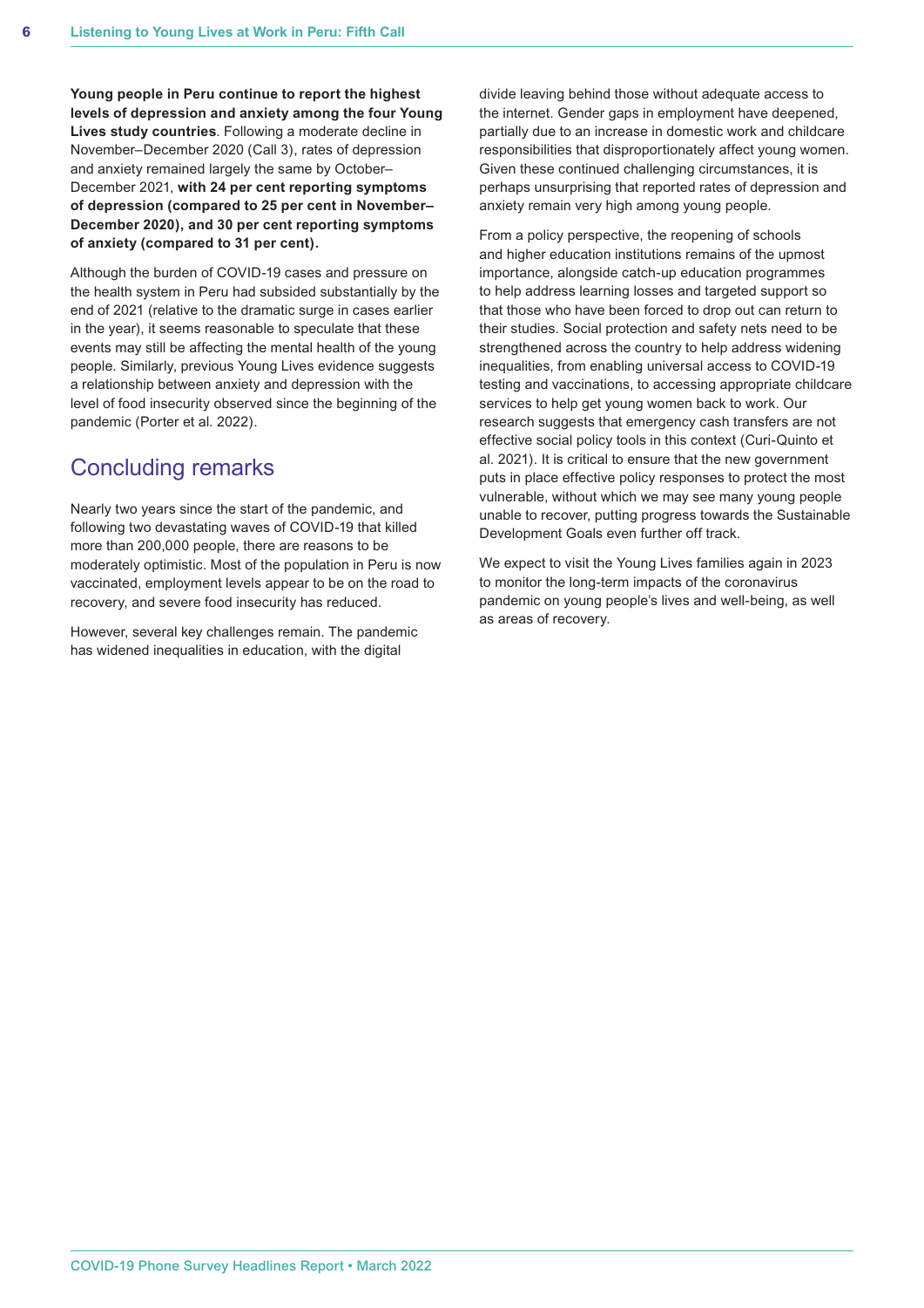**Young people in Peru continue to report the highest levels of depression and anxiety among the four Young Lives study countries**. Following a moderate decline in November–December 2020 (Call 3), rates of depression and anxiety remained largely the same by October–December 2021, **with 24 per cent reporting symptoms of depression (compared to 25 per cent in November–December 2020), and 30 per cent reporting symptoms of anxiety (compared to 31 per cent).**

Although the burden of COVID-19 cases and pressure on the health system in Peru had subsided substantially by the end of 2021 (relative to the dramatic surge in cases earlier in the year), it seems reasonable to speculate that these events may still be affecting the mental health of the young people. Similarly, previous Young Lives evidence suggests a relationship between anxiety and depression with the level of food insecurity observed since the beginning of the pandemic (Porter et al. 2022).

## Concluding remarks

Nearly two years since the start of the pandemic, and following two devastating waves of COVID-19 that killed more than 200,000 people, there are reasons to be moderately optimistic. Most of the population in Peru is now vaccinated, employment levels appear to be on the road to recovery, and severe food insecurity has reduced.

However, several key challenges remain. The pandemic has widened inequalities in education, with the digital divide leaving behind those without adequate access to the internet. Gender gaps in employment have deepened, partially due to an increase in domestic work and childcare responsibilities that disproportionately affect young women. Given these continued challenging circumstances, it is perhaps unsurprising that reported rates of depression and anxiety remain very high among young people.

From a policy perspective, the reopening of schools and higher education institutions remains of the upmost importance, alongside catch-up education programmes to help address learning losses and targeted support so that those who have been forced to drop out can return to their studies. Social protection and safety nets need to be strengthened across the country to help address widening inequalities, from enabling universal access to COVID-19 testing and vaccinations, to accessing appropriate childcare services to help get young women back to work. Our research suggests that emergency cash transfers are not effective social policy tools in this context (Curi-Quinto et al. 2021). It is critical to ensure that the new government puts in place effective policy responses to protect the most vulnerable, without which we may see many young people unable to recover, putting progress towards the Sustainable Development Goals even further off track.

We expect to visit the Young Lives families again in 2023 to monitor the long-term impacts of the coronavirus pandemic on young people's lives and well-being, as well as areas of recovery.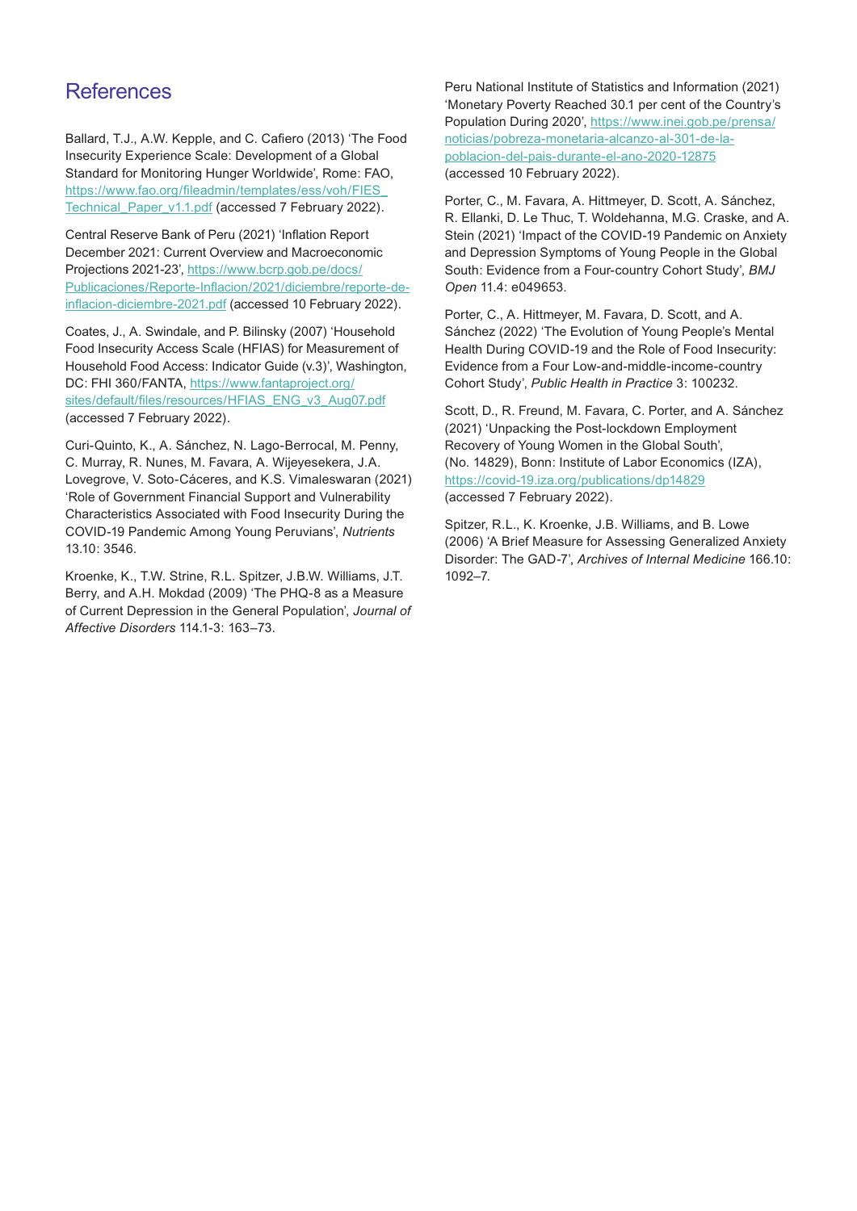# References

Ballard, T.J., A.W. Kepple, and C. Cafiero (2013) 'The Food Insecurity Experience Scale: Development of a Global Standard for Monitoring Hunger Worldwide', Rome: FAO, https://www.fao.org/fileadmin/templates/ess/voh/FIES_Technical_Paper_v1.1.pdf (accessed 7 February 2022).

Central Reserve Bank of Peru (2021) 'Inflation Report December 2021: Current Overview and Macroeconomic Projections 2021-23', https://www.bcrp.gob.pe/docs/Publicaciones/Reporte-Inflacion/2021/diciembre/reporte-de-inflacion-diciembre-2021.pdf (accessed 10 February 2022).

Coates, J., A. Swindale, and P. Bilinsky (2007) 'Household Food Insecurity Access Scale (HFIAS) for Measurement of Household Food Access: Indicator Guide (v.3)', Washington, DC: FHI 360/FANTA, https://www.fantaproject.org/sites/default/files/resources/HFIAS_ENG_v3_Aug07.pdf (accessed 7 February 2022).

Curi-Quinto, K., A. Sánchez, N. Lago-Berrocal, M. Penny, C. Murray, R. Nunes, M. Favara, A. Wijeyesekera, J.A. Lovegrove, V. Soto-Cáceres, and K.S. Vimaleswaran (2021) 'Role of Government Financial Support and Vulnerability Characteristics Associated with Food Insecurity During the COVID-19 Pandemic Among Young Peruvians', *Nutrients* 13.10: 3546.

Kroenke, K., T.W. Strine, R.L. Spitzer, J.B.W. Williams, J.T. Berry, and A.H. Mokdad (2009) 'The PHQ-8 as a Measure of Current Depression in the General Population', *Journal of Affective Disorders* 114.1-3: 163–73.

Peru National Institute of Statistics and Information (2021) 'Monetary Poverty Reached 30.1 per cent of the Country's Population During 2020', https://www.inei.gob.pe/prensa/noticias/pobreza-monetaria-alcanzo-al-301-de-la-poblacion-del-pais-durante-el-ano-2020-12875 (accessed 10 February 2022).

Porter, C., M. Favara, A. Hittmeyer, D. Scott, A. Sánchez, R. Ellanki, D. Le Thuc, T. Woldehanna, M.G. Craske, and A. Stein (2021) 'Impact of the COVID-19 Pandemic on Anxiety and Depression Symptoms of Young People in the Global South: Evidence from a Four-country Cohort Study', *BMJ Open* 11.4: e049653.

Porter, C., A. Hittmeyer, M. Favara, D. Scott, and A. Sánchez (2022) 'The Evolution of Young People's Mental Health During COVID-19 and the Role of Food Insecurity: Evidence from a Four Low-and-middle-income-country Cohort Study', *Public Health in Practice* 3: 100232.

Scott, D., R. Freund, M. Favara, C. Porter, and A. Sánchez (2021) 'Unpacking the Post-lockdown Employment Recovery of Young Women in the Global South', (No. 14829), Bonn: Institute of Labor Economics (IZA), https://covid-19.iza.org/publications/dp14829 (accessed 7 February 2022).

Spitzer, R.L., K. Kroenke, J.B. Williams, and B. Lowe (2006) 'A Brief Measure for Assessing Generalized Anxiety Disorder: The GAD-7', *Archives of Internal Medicine* 166.10: 1092–7.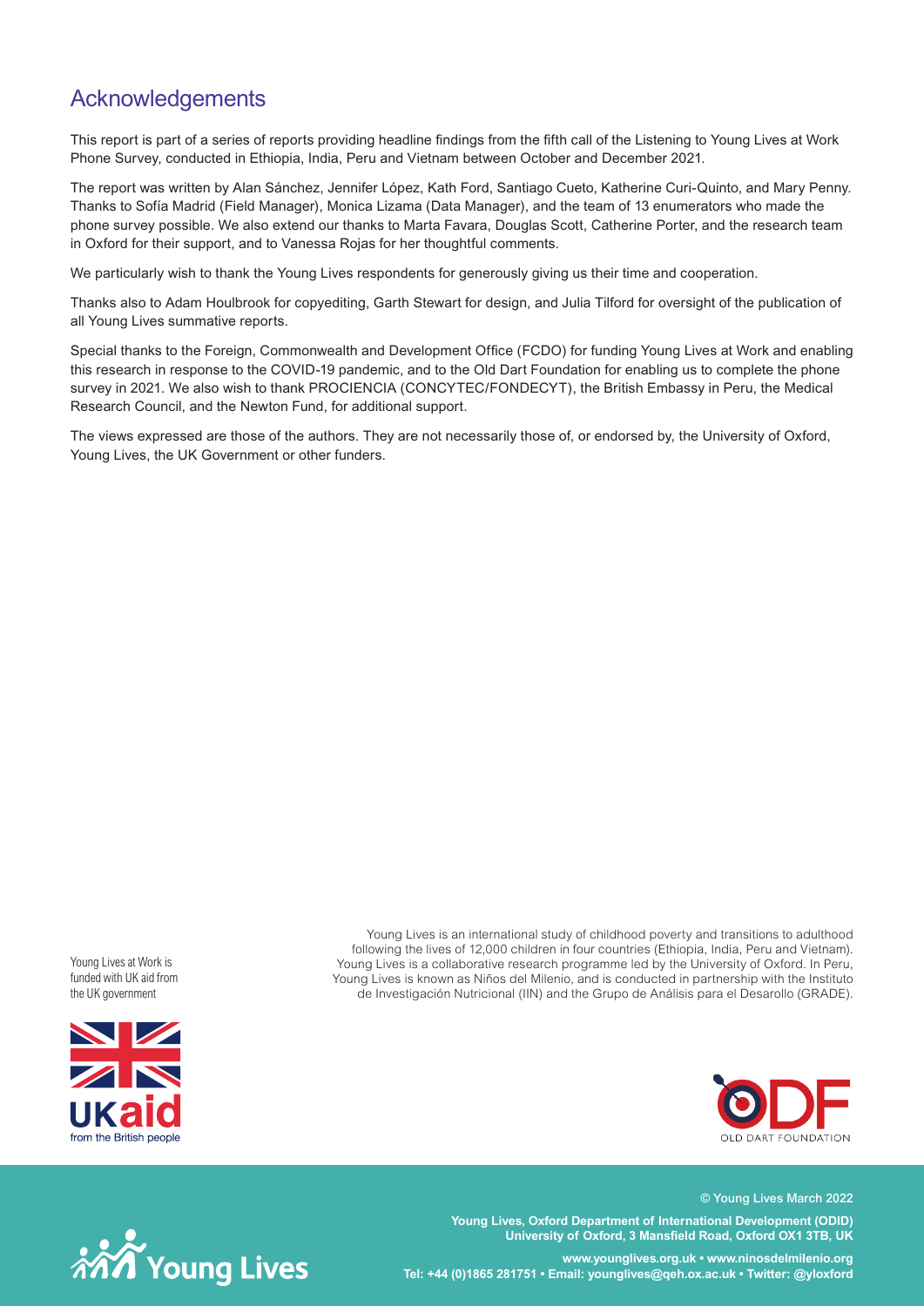## Acknowledgements

This report is part of a series of reports providing headline findings from the fifth call of the Listening to Young Lives at Work Phone Survey, conducted in Ethiopia, India, Peru and Vietnam between October and December 2021.

The report was written by Alan Sánchez, Jennifer López, Kath Ford, Santiago Cueto, Katherine Curi-Quinto, and Mary Penny. Thanks to Sofía Madrid (Field Manager), Monica Lizama (Data Manager), and the team of 13 enumerators who made the phone survey possible. We also extend our thanks to Marta Favara, Douglas Scott, Catherine Porter, and the research team in Oxford for their support, and to Vanessa Rojas for her thoughtful comments.

We particularly wish to thank the Young Lives respondents for generously giving us their time and cooperation.

Thanks also to Adam Houlbrook for copyediting, Garth Stewart for design, and Julia Tilford for oversight of the publication of all Young Lives summative reports.

Special thanks to the Foreign, Commonwealth and Development Office (FCDO) for funding Young Lives at Work and enabling this research in response to the COVID-19 pandemic, and to the Old Dart Foundation for enabling us to complete the phone survey in 2021. We also wish to thank PROCIENCIA (CONCYTEC/FONDECYT), the British Embassy in Peru, the Medical Research Council, and the Newton Fund, for additional support.

The views expressed are those of the authors. They are not necessarily those of, or endorsed by, the University of Oxford, Young Lives, the UK Government or other funders.

Young Lives at Work is funded with UK aid from the UK government

UKaid from the British people

Young Lives is an international study of childhood poverty and transitions to adulthood following the lives of 12,000 children in four countries (Ethiopia, India, Peru and Vietnam). Young Lives is a collaborative research programme led by the University of Oxford. In Peru, Young Lives is known as Niños del Milenio, and is conducted in partnership with the Instituto de Investigación Nutricional (IIN) and the Grupo de Análisis para el Desarollo (GRADE).

ODF OLD DART FOUNDATION

Young Lives

© Young Lives March 2022

**Young Lives, Oxford Department of International Development (ODID)**
**University of Oxford, 3 Mansfield Road, Oxford OX1 3TB, UK**

**www.younglives.org.uk • www.ninosdelmilenio.org**
**Tel: +44 (0)1865 281751 • Email: younglives@qeh.ox.ac.uk • Twitter: @yloxford**